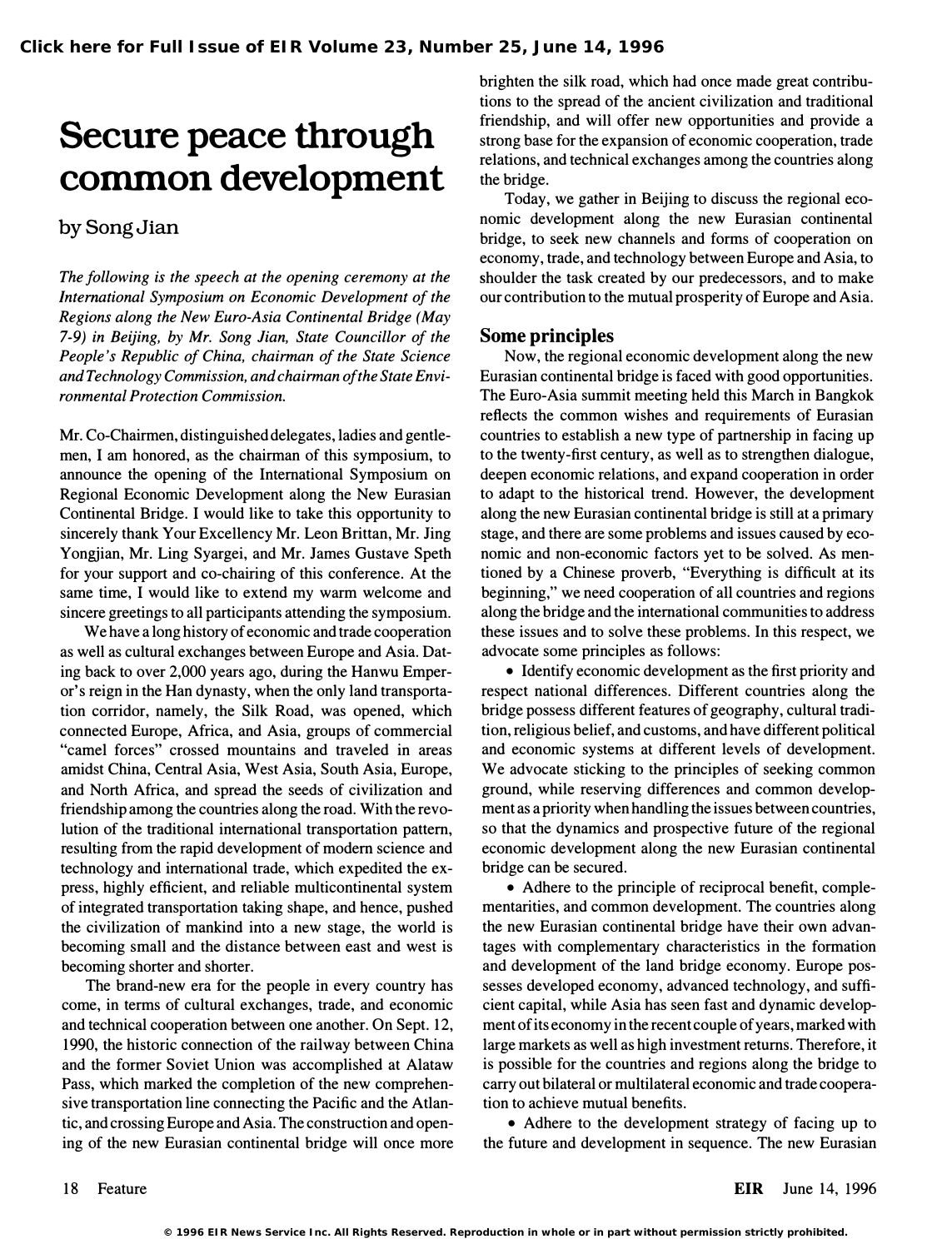# Secure peace through common development

by Song Jian

*The following is the speech at the opening ceremony at the International Symposium on Economic Development of the Regions along the New Euro-Asia Continental Bridge (May 7-9) in Beijing, by Mr. Song Jian, State Councillor of the People's Republic of China, chairman of the State Science and Technology Commission, and chairman of the State Environmental Protection Commission.*

Mr. Co-Chairmen, distinguished delegates, ladies and gentlemen, I am honored, as the chairman of this symposium, to announce the opening of the International Symposium on Regional Economic Development along the New Eurasian Continental Bridge. I would like to take this opportunity to sincerely thank Your Excellency Mr. Leon Brittan, Mr. Jing Yongjian, Mr. Ling Syargei, and Mr. James Gustave Speth for your support and co-chairing of this conference. At the same time, I would like to extend my warm welcome and sincere greetings to all participants attending the symposium.

We have a long history of economic and trade cooperation as well as cultural exchanges between Europe and Asia. Dating back to over 2,000 years ago, during the Hanwu Emperor's reign in the Han dynasty, when the only land transportation corridor, namely, the Silk Road, was opened, which connected Europe, Africa, and Asia, groups of commercial "camel forces" crossed mountains and traveled in areas amidst China, Central Asia, West Asia, South Asia, Europe, and North Africa, and spread the seeds of civilization and friendship among the countries along the road. With the revolution of the traditional international transportation pattern, resulting from the rapid development of modern science and technology and international trade, which expedited the express, highly efficient, and reliable multicontinental system of integrated transportation taking shape, and hence, pushed the civilization of mankind into a new stage, the world is becoming small and the distance between east and west is becoming shorter and shorter.

The brand-new era for the people in every country has come, in terms of cultural exchanges, trade, and economic and technical cooperation between one another. On Sept. 12, 1990, the historic connection of the railway between China and the former Soviet Union was accomplished at Alataw Pass, which marked the completion of the new comprehensive transportation line connecting the Pacific and the Atlantic, and crossing Europe and Asia. The construction and opening of the new Eurasian continental bridge will once more brighten the silk road, which had once made great contributions to the spread of the ancient civilization and traditional friendship, and will offer new opportunities and provide a strong base for the expansion of economic cooperation, trade relations, and technical exchanges among the countries along the bridge.

Today, we gather in Beijing to discuss the regional economic development along the new Eurasian continental bridge, to seek new channels and forms of cooperation on economy, trade, and technology between Europe and Asia, to shoulder the task created by our predecessors, and to make our contribution to the mutual prosperity of Europe and Asia.

## Some principles

Now, the regional economic development along the new Eurasian continental bridge is faced with good opportunities. The Euro-Asia summit meeting held this March in Bangkok reflects the common wishes and requirements of Eurasian countries to establish a new type of partnership in facing up to the twenty-first century, as well as to strengthen dialogue, deepen economic relations, and expand cooperation in order to adapt to the historical trend. However, the development along the new Eurasian continental bridge is still at a primary stage, and there are some problems and issues caused by economic and non-economic factors yet to be solved. As mentioned by a Chinese proverb, "Everything is difficult at its beginning," we need cooperation of all countries and regions along the bridge and the international communities to address these issues and to solve these problems. In this respect, we advocate some principles as follows:

- Identify economic development as the first priority and respect national differences. Different countries along the bridge possess different features of geography, cultural tradition, religious belief, and customs, and have different political and economic systems at different levels of development. We advocate sticking to the principles of seeking common ground, while reserving differences and common development as a priority when handling the issues between countries, so that the dynamics and prospective future of the regional economic development along the new Eurasian continental bridge can be secured.

- Adhere to the principle of reciprocal benefit, complementarities, and common development. The countries along the new Eurasian continental bridge have their own advantages with complementary characteristics in the formation and development of the land bridge economy. Europe possesses developed economy, advanced technology, and sufficient capital, while Asia has seen fast and dynamic development of its economy in the recent couple of years, marked with large markets as well as high investment returns. Therefore, it is possible for the countries and regions along the bridge to carry out bilateral or multilateral economic and trade cooperation to achieve mutual benefits.

- Adhere to the development strategy of facing up to the future and development in sequence. The new Eurasian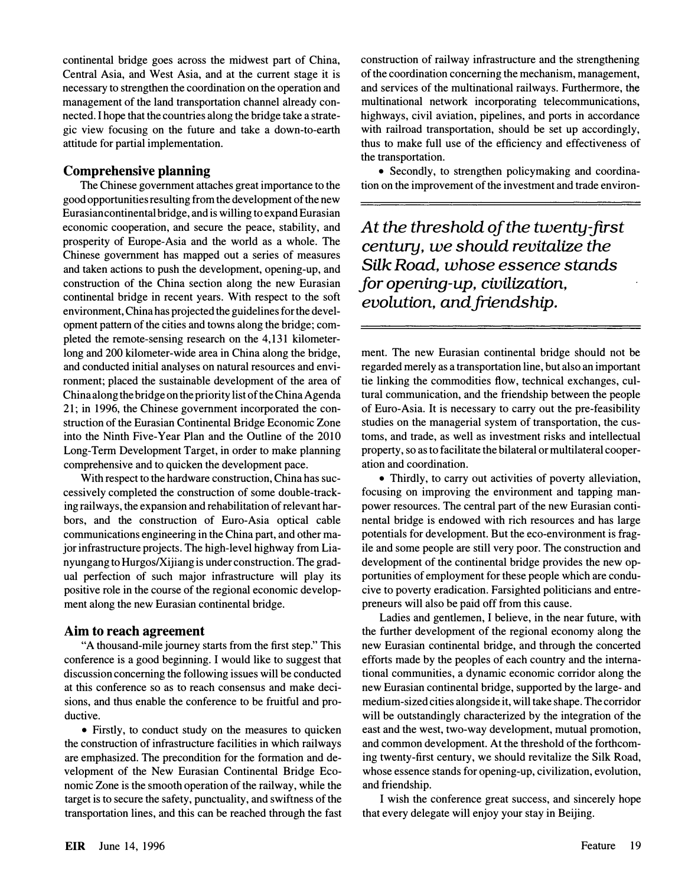continental bridge goes across the midwest part of China, Central Asia, and West Asia, and at the current stage it is necessary to strengthen the coordination on the operation and management of the land transportation channel already connected. I hope that the countries along the bridge take a strategic view focusing on the future and take a down-to-earth attitude for partial implementation.

## Comprehensive planning

The Chinese government attaches great importance to the good opportunities resulting from the development of the new Eurasian continental bridge, and is willing to expand Eurasian economic cooperation, and secure the peace, stability, and prosperity of Europe-Asia and the world as a whole. The Chinese government has mapped out a series of measures and taken actions to push the development, opening-up, and construction of the China section along the new Eurasian continental bridge in recent years. With respect to the soft environment, China has projected the guidelines for the development pattern of the cities and towns along the bridge; completed the remote-sensing research on the 4,131 kilometer-long and 200 kilometer-wide area in China along the bridge, and conducted initial analyses on natural resources and environment; placed the sustainable development of the area of China along the bridge on the priority list of the China Agenda 21; in 1996, the Chinese government incorporated the construction of the Eurasian Continental Bridge Economic Zone into the Ninth Five-Year Plan and the Outline of the 2010 Long-Term Development Target, in order to make planning comprehensive and to quicken the development pace.

With respect to the hardware construction, China has successively completed the construction of some double-tracking railways, the expansion and rehabilitation of relevant harbors, and the construction of Euro-Asia optical cable communications engineering in the China part, and other major infrastructure projects. The high-level highway from Lianyungang to Hurgos/Xijiang is under construction. The gradual perfection of such major infrastructure will play its positive role in the course of the regional economic development along the new Eurasian continental bridge.

## Aim to reach agreement

"A thousand-mile journey starts from the first step." This conference is a good beginning. I would like to suggest that discussion concerning the following issues will be conducted at this conference so as to reach consensus and make decisions, and thus enable the conference to be fruitful and productive.

- Firstly, to conduct study on the measures to quicken the construction of infrastructure facilities in which railways are emphasized. The precondition for the formation and development of the New Eurasian Continental Bridge Economic Zone is the smooth operation of the railway, while the target is to secure the safety, punctuality, and swiftness of the transportation lines, and this can be reached through the fast construction of railway infrastructure and the strengthening of the coordination concerning the mechanism, management, and services of the multinational railways. Furthermore, the multinational network incorporating telecommunications, highways, civil aviation, pipelines, and ports in accordance with railroad transportation, should be set up accordingly, thus to make full use of the efficiency and effectiveness of the transportation.

- Secondly, to strengthen policymaking and coordination on the improvement of the investment and trade environment. The new Eurasian continental bridge should not be regarded merely as a transportation line, but also an important tie linking the commodities flow, technical exchanges, cultural communication, and the friendship between the people of Euro-Asia. It is necessary to carry out the pre-feasibility studies on the managerial system of transportation, the customs, and trade, as well as investment risks and intellectual property, so as to facilitate the bilateral or multilateral cooperation and coordination.

*At the threshold of the twenty-first century, we should revitalize the Silk Road, whose essence stands for opening-up, civilization, evolution, and friendship.*

- Thirdly, to carry out activities of poverty alleviation, focusing on improving the environment and tapping manpower resources. The central part of the new Eurasian continental bridge is endowed with rich resources and has large potentials for development. But the eco-environment is fragile and some people are still very poor. The construction and development of the continental bridge provides the new opportunities of employment for these people which are conducive to poverty eradication. Farsighted politicians and entrepreneurs will also be paid off from this cause.

Ladies and gentlemen, I believe, in the near future, with the further development of the regional economy along the new Eurasian continental bridge, and through the concerted efforts made by the peoples of each country and the international communities, a dynamic economic corridor along the new Eurasian continental bridge, supported by the large- and medium-sized cities alongside it, will take shape. The corridor will be outstandingly characterized by the integration of the east and the west, two-way development, mutual promotion, and common development. At the threshold of the forthcoming twenty-first century, we should revitalize the Silk Road, whose essence stands for opening-up, civilization, evolution, and friendship.

I wish the conference great success, and sincerely hope that every delegate will enjoy your stay in Beijing.